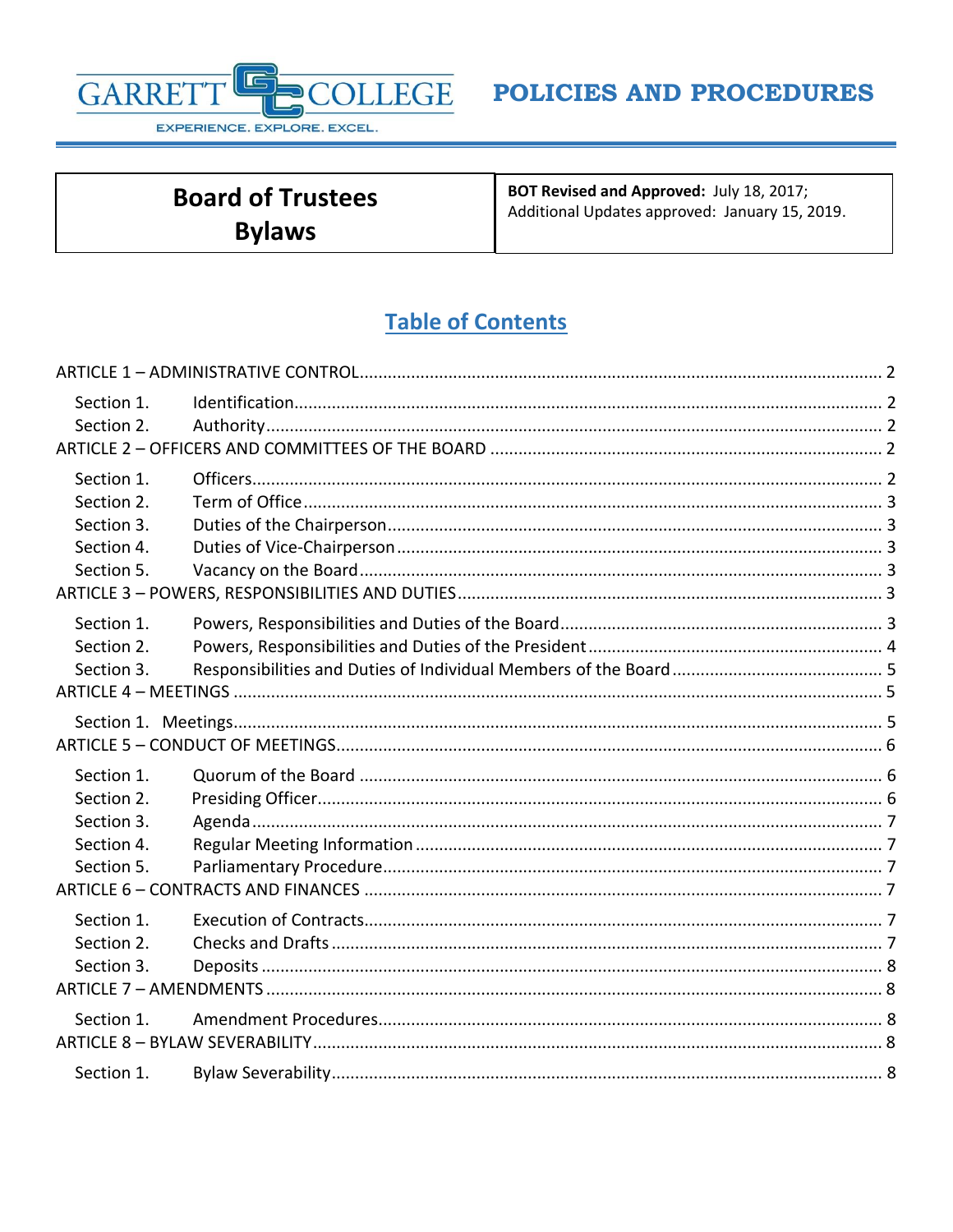GARRETT COLLEGE

EXPERIENCE. EXPLORE. EXCEL.

**POLICIES AND PROCEDURES**

| Board of Trustees Bylaws | **BOT Revised and Approved:** July 18, 2017; Additional Updates approved: January 15, 2019. |
|---|---|

## Table of Contents

ARTICLE 1 – ADMINISTRATIVE CONTROL ..... 2
- Section 1. Identification ..... 2
- Section 2. Authority ..... 2

ARTICLE 2 – OFFICERS AND COMMITTEES OF THE BOARD ..... 2
- Section 1. Officers ..... 2
- Section 2. Term of Office ..... 3
- Section 3. Duties of the Chairperson ..... 3
- Section 4. Duties of Vice-Chairperson ..... 3
- Section 5. Vacancy on the Board ..... 3

ARTICLE 3 – POWERS, RESPONSIBILITIES AND DUTIES ..... 3
- Section 1. Powers, Responsibilities and Duties of the Board ..... 3
- Section 2. Powers, Responsibilities and Duties of the President ..... 4
- Section 3. Responsibilities and Duties of Individual Members of the Board ..... 5

ARTICLE 4 – MEETINGS ..... 5
- Section 1. Meetings ..... 5

ARTICLE 5 – CONDUCT OF MEETINGS ..... 6
- Section 1. Quorum of the Board ..... 6
- Section 2. Presiding Officer ..... 6
- Section 3. Agenda ..... 7
- Section 4. Regular Meeting Information ..... 7
- Section 5. Parliamentary Procedure ..... 7

ARTICLE 6 – CONTRACTS AND FINANCES ..... 7
- Section 1. Execution of Contracts ..... 7
- Section 2. Checks and Drafts ..... 7
- Section 3. Deposits ..... 8

ARTICLE 7 – AMENDMENTS ..... 8
- Section 1. Amendment Procedures ..... 8

ARTICLE 8 – BYLAW SEVERABILITY ..... 8
- Section 1. Bylaw Severability ..... 8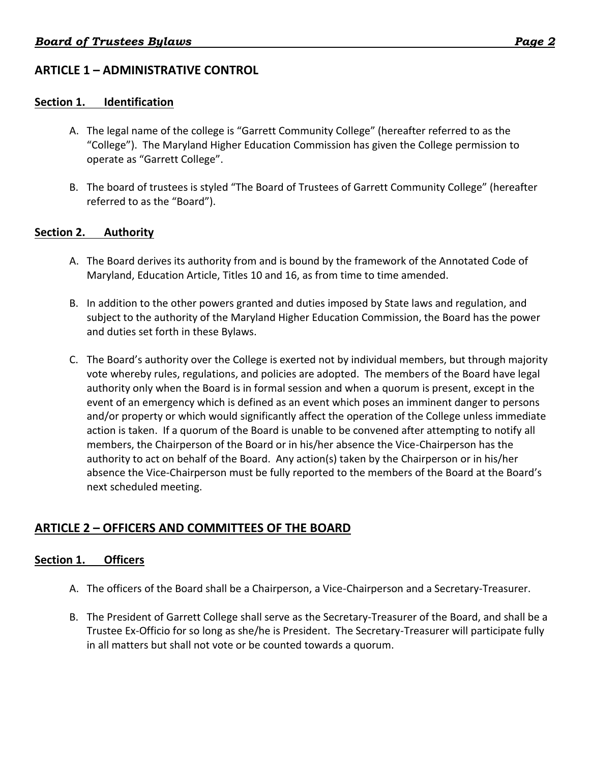## ARTICLE 1 – ADMINISTRATIVE CONTROL

### Section 1. Identification

A. The legal name of the college is "Garrett Community College" (hereafter referred to as the "College"). The Maryland Higher Education Commission has given the College permission to operate as "Garrett College".

B. The board of trustees is styled "The Board of Trustees of Garrett Community College" (hereafter referred to as the "Board").

### Section 2. Authority

A. The Board derives its authority from and is bound by the framework of the Annotated Code of Maryland, Education Article, Titles 10 and 16, as from time to time amended.

B. In addition to the other powers granted and duties imposed by State laws and regulation, and subject to the authority of the Maryland Higher Education Commission, the Board has the power and duties set forth in these Bylaws.

C. The Board's authority over the College is exerted not by individual members, but through majority vote whereby rules, regulations, and policies are adopted. The members of the Board have legal authority only when the Board is in formal session and when a quorum is present, except in the event of an emergency which is defined as an event which poses an imminent danger to persons and/or property or which would significantly affect the operation of the College unless immediate action is taken. If a quorum of the Board is unable to be convened after attempting to notify all members, the Chairperson of the Board or in his/her absence the Vice-Chairperson has the authority to act on behalf of the Board. Any action(s) taken by the Chairperson or in his/her absence the Vice-Chairperson must be fully reported to the members of the Board at the Board's next scheduled meeting.

## ARTICLE 2 – OFFICERS AND COMMITTEES OF THE BOARD

### Section 1. Officers

A. The officers of the Board shall be a Chairperson, a Vice-Chairperson and a Secretary-Treasurer.

B. The President of Garrett College shall serve as the Secretary-Treasurer of the Board, and shall be a Trustee Ex-Officio for so long as she/he is President. The Secretary-Treasurer will participate fully in all matters but shall not vote or be counted towards a quorum.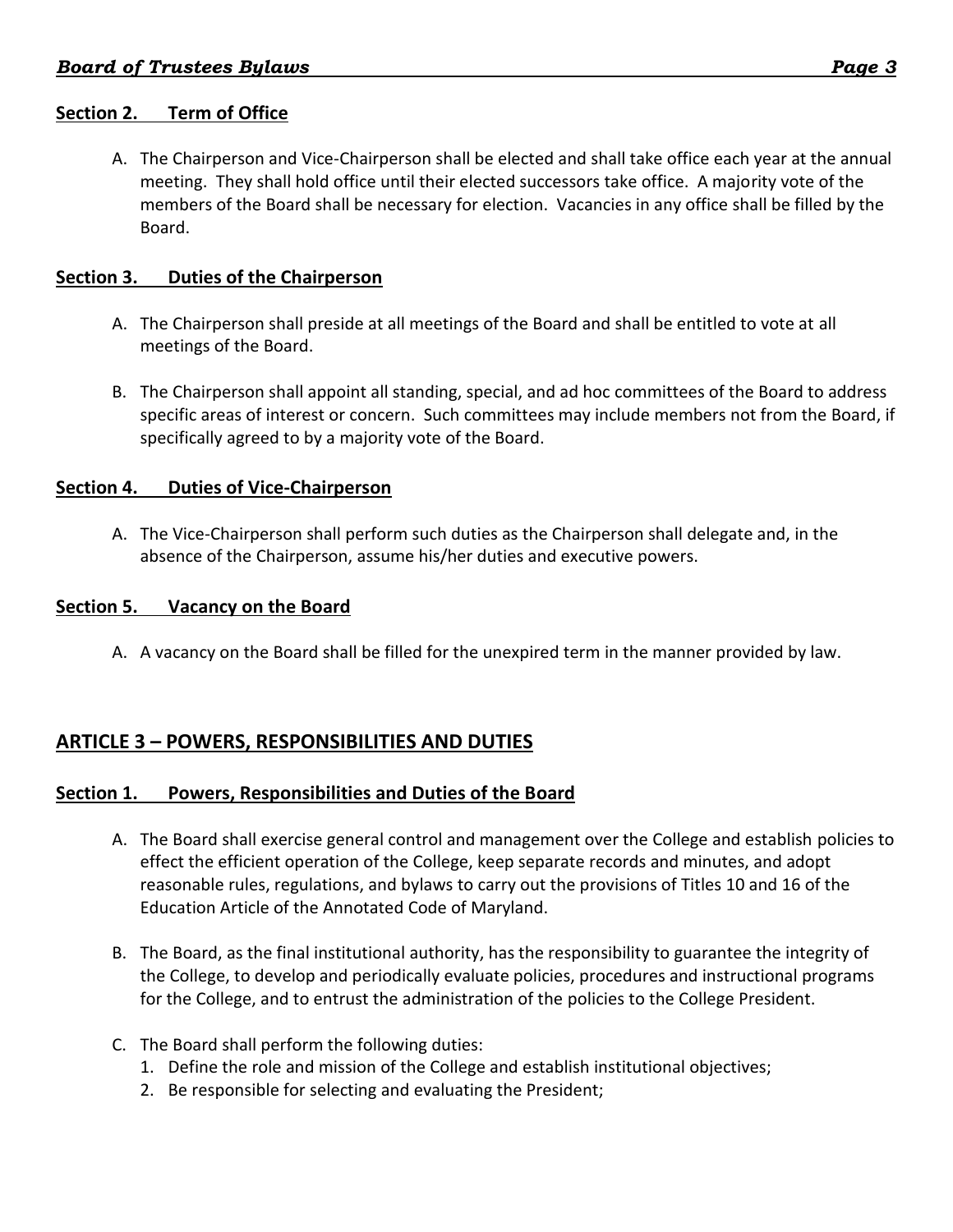### Section 2. Term of Office

A. The Chairperson and Vice-Chairperson shall be elected and shall take office each year at the annual meeting. They shall hold office until their elected successors take office. A majority vote of the members of the Board shall be necessary for election. Vacancies in any office shall be filled by the Board.

### Section 3. Duties of the Chairperson

A. The Chairperson shall preside at all meetings of the Board and shall be entitled to vote at all meetings of the Board.

B. The Chairperson shall appoint all standing, special, and ad hoc committees of the Board to address specific areas of interest or concern. Such committees may include members not from the Board, if specifically agreed to by a majority vote of the Board.

### Section 4. Duties of Vice-Chairperson

A. The Vice-Chairperson shall perform such duties as the Chairperson shall delegate and, in the absence of the Chairperson, assume his/her duties and executive powers.

### Section 5. Vacancy on the Board

A. A vacancy on the Board shall be filled for the unexpired term in the manner provided by law.

## ARTICLE 3 – POWERS, RESPONSIBILITIES AND DUTIES

### Section 1. Powers, Responsibilities and Duties of the Board

A. The Board shall exercise general control and management over the College and establish policies to effect the efficient operation of the College, keep separate records and minutes, and adopt reasonable rules, regulations, and bylaws to carry out the provisions of Titles 10 and 16 of the Education Article of the Annotated Code of Maryland.

B. The Board, as the final institutional authority, has the responsibility to guarantee the integrity of the College, to develop and periodically evaluate policies, procedures and instructional programs for the College, and to entrust the administration of the policies to the College President.

C. The Board shall perform the following duties:
   1. Define the role and mission of the College and establish institutional objectives;
   2. Be responsible for selecting and evaluating the President;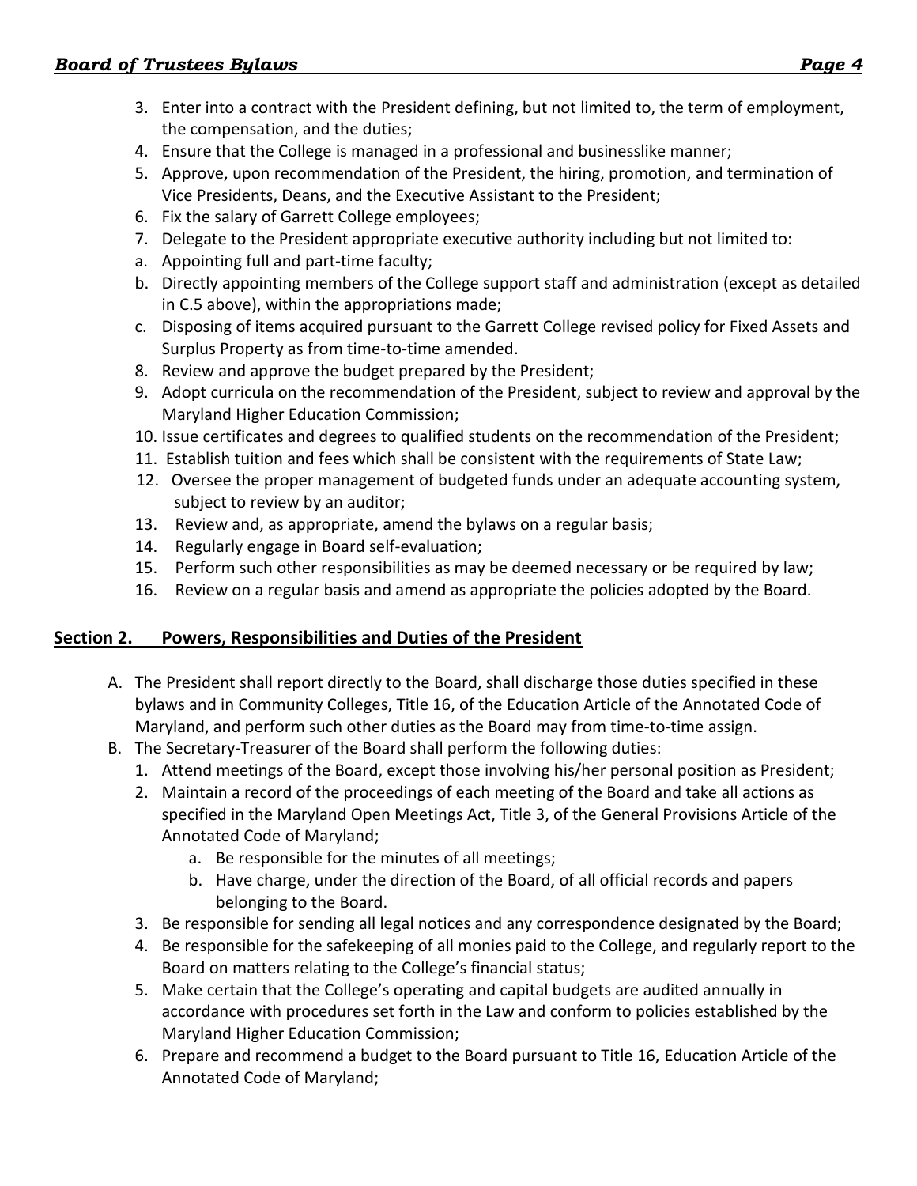3. Enter into a contract with the President defining, but not limited to, the term of employment, the compensation, and the duties;
4. Ensure that the College is managed in a professional and businesslike manner;
5. Approve, upon recommendation of the President, the hiring, promotion, and termination of Vice Presidents, Deans, and the Executive Assistant to the President;
6. Fix the salary of Garrett College employees;
7. Delegate to the President appropriate executive authority including but not limited to:
   a. Appointing full and part-time faculty;
   b. Directly appointing members of the College support staff and administration (except as detailed in C.5 above), within the appropriations made;
   c. Disposing of items acquired pursuant to the Garrett College revised policy for Fixed Assets and Surplus Property as from time-to-time amended.
8. Review and approve the budget prepared by the President;
9. Adopt curricula on the recommendation of the President, subject to review and approval by the Maryland Higher Education Commission;
10. Issue certificates and degrees to qualified students on the recommendation of the President;
11. Establish tuition and fees which shall be consistent with the requirements of State Law;
12. Oversee the proper management of budgeted funds under an adequate accounting system, subject to review by an auditor;
13. Review and, as appropriate, amend the bylaws on a regular basis;
14. Regularly engage in Board self-evaluation;
15. Perform such other responsibilities as may be deemed necessary or be required by law;
16. Review on a regular basis and amend as appropriate the policies adopted by the Board.

## Section 2. Powers, Responsibilities and Duties of the President

A. The President shall report directly to the Board, shall discharge those duties specified in these bylaws and in Community Colleges, Title 16, of the Education Article of the Annotated Code of Maryland, and perform such other duties as the Board may from time-to-time assign.

B. The Secretary-Treasurer of the Board shall perform the following duties:
   1. Attend meetings of the Board, except those involving his/her personal position as President;
   2. Maintain a record of the proceedings of each meeting of the Board and take all actions as specified in the Maryland Open Meetings Act, Title 3, of the General Provisions Article of the Annotated Code of Maryland;
      a. Be responsible for the minutes of all meetings;
      b. Have charge, under the direction of the Board, of all official records and papers belonging to the Board.
   3. Be responsible for sending all legal notices and any correspondence designated by the Board;
   4. Be responsible for the safekeeping of all monies paid to the College, and regularly report to the Board on matters relating to the College's financial status;
   5. Make certain that the College's operating and capital budgets are audited annually in accordance with procedures set forth in the Law and conform to policies established by the Maryland Higher Education Commission;
   6. Prepare and recommend a budget to the Board pursuant to Title 16, Education Article of the Annotated Code of Maryland;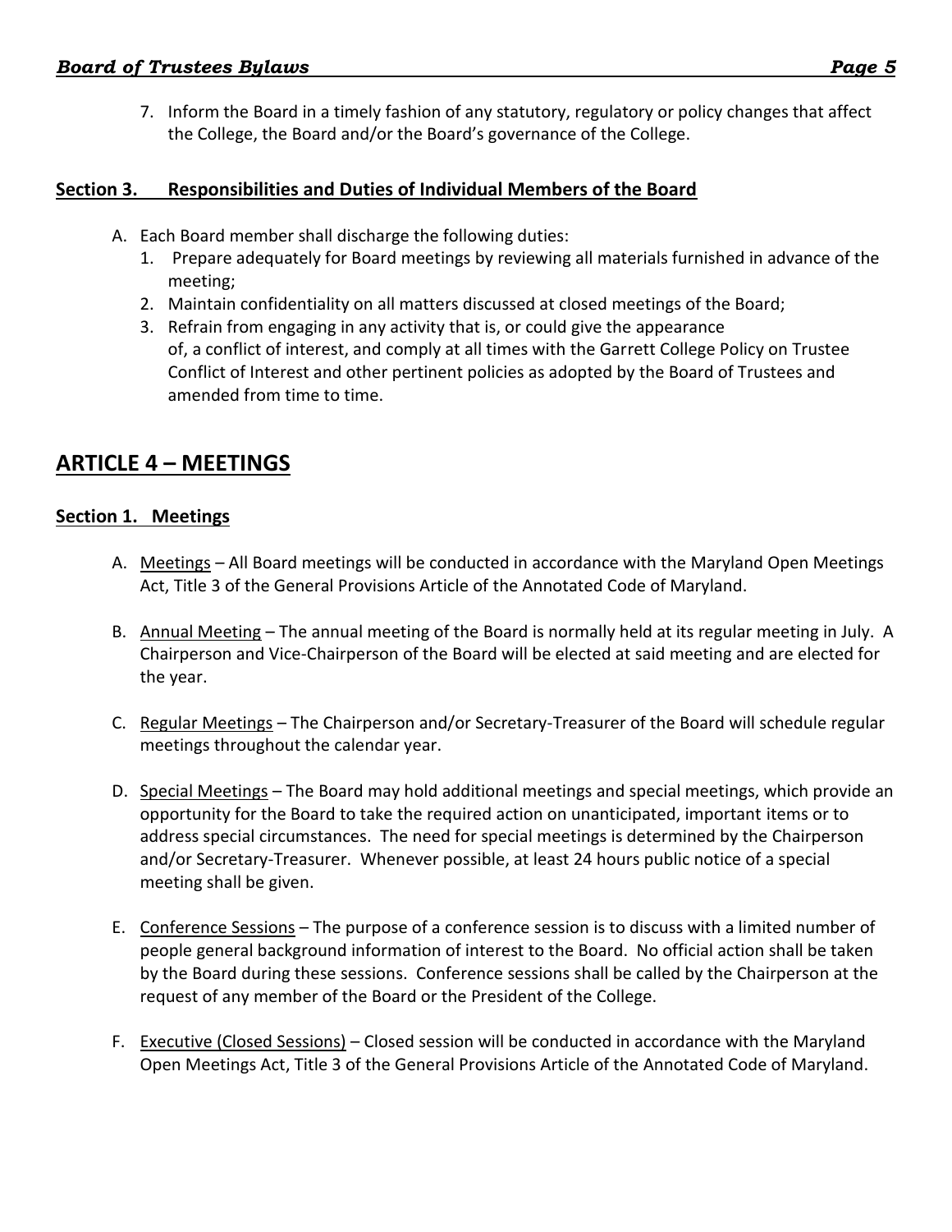7. Inform the Board in a timely fashion of any statutory, regulatory or policy changes that affect the College, the Board and/or the Board's governance of the College.

### Section 3. Responsibilities and Duties of Individual Members of the Board

A. Each Board member shall discharge the following duties:
   1. Prepare adequately for Board meetings by reviewing all materials furnished in advance of the meeting;
   2. Maintain confidentiality on all matters discussed at closed meetings of the Board;
   3. Refrain from engaging in any activity that is, or could give the appearance of, a conflict of interest, and comply at all times with the Garrett College Policy on Trustee Conflict of Interest and other pertinent policies as adopted by the Board of Trustees and amended from time to time.

## ARTICLE 4 – MEETINGS

### Section 1. Meetings

A. Meetings – All Board meetings will be conducted in accordance with the Maryland Open Meetings Act, Title 3 of the General Provisions Article of the Annotated Code of Maryland.

B. Annual Meeting – The annual meeting of the Board is normally held at its regular meeting in July. A Chairperson and Vice-Chairperson of the Board will be elected at said meeting and are elected for the year.

C. Regular Meetings – The Chairperson and/or Secretary-Treasurer of the Board will schedule regular meetings throughout the calendar year.

D. Special Meetings – The Board may hold additional meetings and special meetings, which provide an opportunity for the Board to take the required action on unanticipated, important items or to address special circumstances. The need for special meetings is determined by the Chairperson and/or Secretary-Treasurer. Whenever possible, at least 24 hours public notice of a special meeting shall be given.

E. Conference Sessions – The purpose of a conference session is to discuss with a limited number of people general background information of interest to the Board. No official action shall be taken by the Board during these sessions. Conference sessions shall be called by the Chairperson at the request of any member of the Board or the President of the College.

F. Executive (Closed Sessions) – Closed session will be conducted in accordance with the Maryland Open Meetings Act, Title 3 of the General Provisions Article of the Annotated Code of Maryland.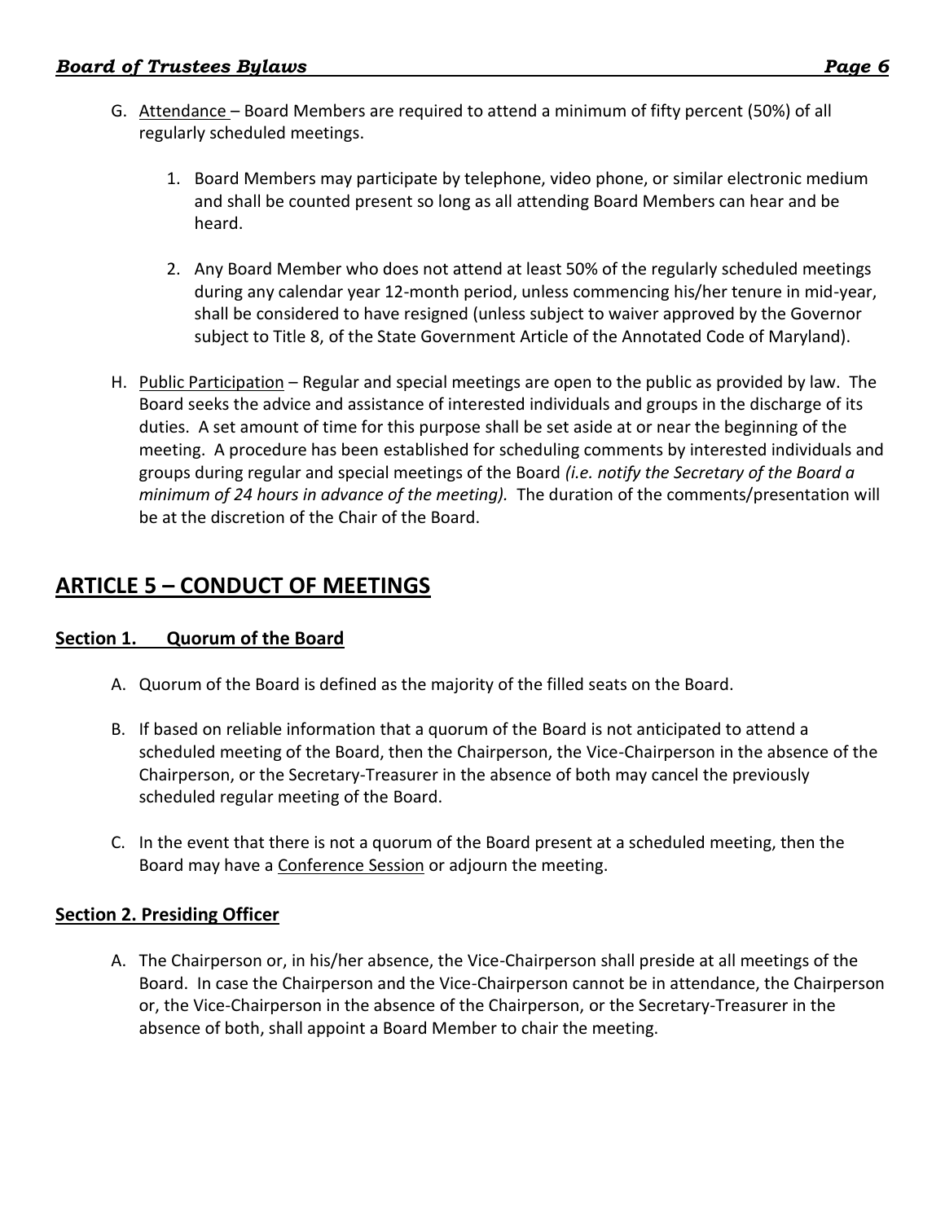G. Attendance – Board Members are required to attend a minimum of fifty percent (50%) of all regularly scheduled meetings.

   1. Board Members may participate by telephone, video phone, or similar electronic medium and shall be counted present so long as all attending Board Members can hear and be heard.

   2. Any Board Member who does not attend at least 50% of the regularly scheduled meetings during any calendar year 12-month period, unless commencing his/her tenure in mid-year, shall be considered to have resigned (unless subject to waiver approved by the Governor subject to Title 8, of the State Government Article of the Annotated Code of Maryland).

H. Public Participation – Regular and special meetings are open to the public as provided by law. The Board seeks the advice and assistance of interested individuals and groups in the discharge of its duties. A set amount of time for this purpose shall be set aside at or near the beginning of the meeting. A procedure has been established for scheduling comments by interested individuals and groups during regular and special meetings of the Board *(i.e. notify the Secretary of the Board a minimum of 24 hours in advance of the meeting).* The duration of the comments/presentation will be at the discretion of the Chair of the Board.

## ARTICLE 5 – CONDUCT OF MEETINGS

### Section 1. Quorum of the Board

A. Quorum of the Board is defined as the majority of the filled seats on the Board.

B. If based on reliable information that a quorum of the Board is not anticipated to attend a scheduled meeting of the Board, then the Chairperson, the Vice-Chairperson in the absence of the Chairperson, or the Secretary-Treasurer in the absence of both may cancel the previously scheduled regular meeting of the Board.

C. In the event that there is not a quorum of the Board present at a scheduled meeting, then the Board may have a Conference Session or adjourn the meeting.

### Section 2. Presiding Officer

A. The Chairperson or, in his/her absence, the Vice-Chairperson shall preside at all meetings of the Board. In case the Chairperson and the Vice-Chairperson cannot be in attendance, the Chairperson or, the Vice-Chairperson in the absence of the Chairperson, or the Secretary-Treasurer in the absence of both, shall appoint a Board Member to chair the meeting.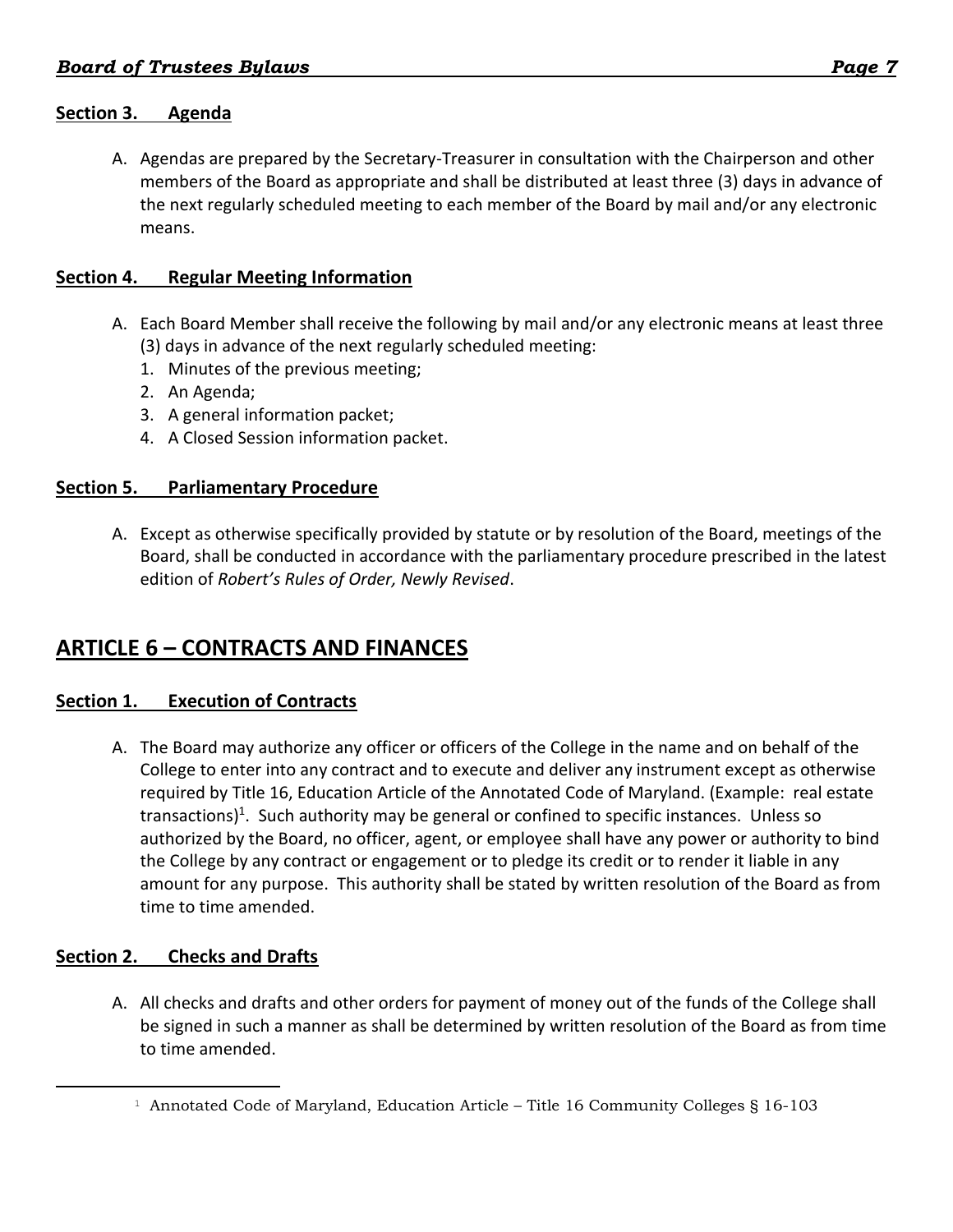### Section 3. Agenda

A. Agendas are prepared by the Secretary-Treasurer in consultation with the Chairperson and other members of the Board as appropriate and shall be distributed at least three (3) days in advance of the next regularly scheduled meeting to each member of the Board by mail and/or any electronic means.

### Section 4. Regular Meeting Information

A. Each Board Member shall receive the following by mail and/or any electronic means at least three (3) days in advance of the next regularly scheduled meeting:
   1. Minutes of the previous meeting;
   2. An Agenda;
   3. A general information packet;
   4. A Closed Session information packet.

### Section 5. Parliamentary Procedure

A. Except as otherwise specifically provided by statute or by resolution of the Board, meetings of the Board, shall be conducted in accordance with the parliamentary procedure prescribed in the latest edition of *Robert's Rules of Order, Newly Revised*.

## ARTICLE 6 – CONTRACTS AND FINANCES

### Section 1. Execution of Contracts

A. The Board may authorize any officer or officers of the College in the name and on behalf of the College to enter into any contract and to execute and deliver any instrument except as otherwise required by Title 16, Education Article of the Annotated Code of Maryland. (Example: real estate transactions)[1]. Such authority may be general or confined to specific instances. Unless so authorized by the Board, no officer, agent, or employee shall have any power or authority to bind the College by any contract or engagement or to pledge its credit or to render it liable in any amount for any purpose. This authority shall be stated by written resolution of the Board as from time to time amended.

### Section 2. Checks and Drafts

A. All checks and drafts and other orders for payment of money out of the funds of the College shall be signed in such a manner as shall be determined by written resolution of the Board as from time to time amended.

---

[1] Annotated Code of Maryland, Education Article – Title 16 Community Colleges § 16-103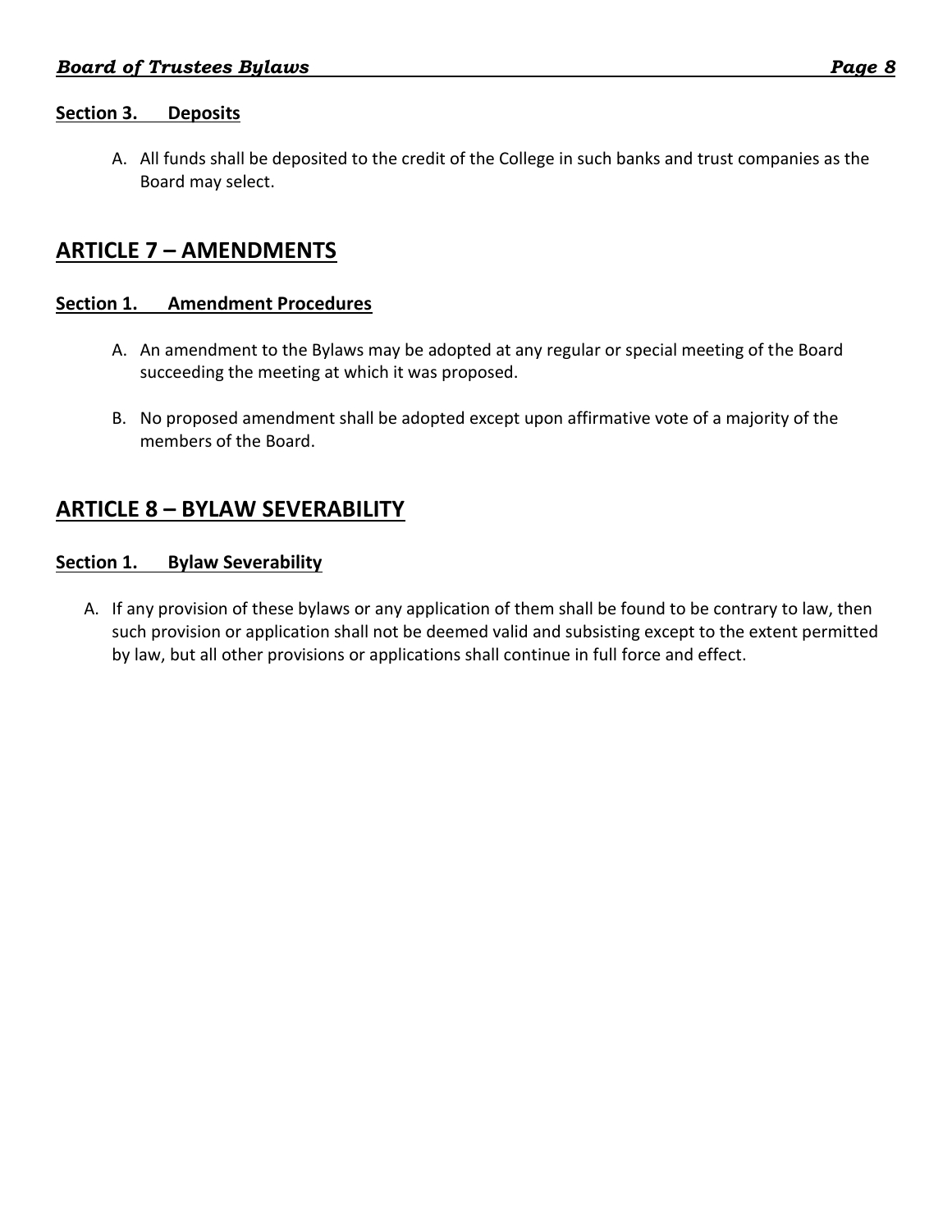### Section 3. Deposits

A. All funds shall be deposited to the credit of the College in such banks and trust companies as the Board may select.

## ARTICLE 7 – AMENDMENTS

### Section 1. Amendment Procedures

A. An amendment to the Bylaws may be adopted at any regular or special meeting of the Board succeeding the meeting at which it was proposed.

B. No proposed amendment shall be adopted except upon affirmative vote of a majority of the members of the Board.

## ARTICLE 8 – BYLAW SEVERABILITY

### Section 1. Bylaw Severability

A. If any provision of these bylaws or any application of them shall be found to be contrary to law, then such provision or application shall not be deemed valid and subsisting except to the extent permitted by law, but all other provisions or applications shall continue in full force and effect.